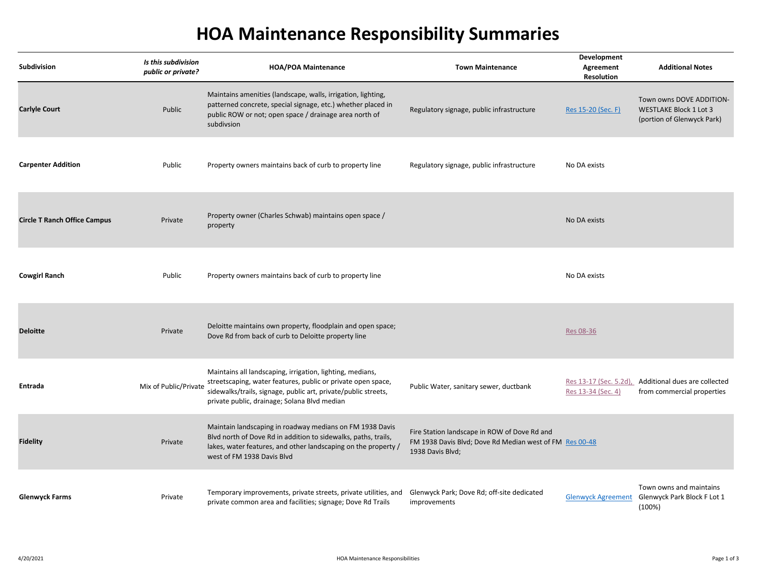# HOA Maintenance Responsibility Summaries

| Subdivision | *Is this subdivision public or private?* | HOA/POA Maintenance | Town Maintenance | Development Agreement Resolution | Additional Notes |
|---|---|---|---|---|---|
| **Carlyle Court** | Public | Maintains amenities (landscape, walls, irrigation, lighting, patterned concrete, special signage, etc.) whether placed in public ROW or not; open space / drainage area north of subdivsion | Regulatory signage, public infrastructure | Res 15-20 (Sec. F) | Town owns DOVE ADDITION-WESTLAKE Block 1 Lot 3 (portion of Glenwyck Park) |
| **Carpenter Addition** | Public | Property owners maintains back of curb to property line | Regulatory signage, public infrastructure | No DA exists | |
| **Circle T Ranch Office Campus** | Private | Property owner (Charles Schwab) maintains open space / property | | No DA exists | |
| **Cowgirl Ranch** | Public | Property owners maintains back of curb to property line | | No DA exists | |
| **Deloitte** | Private | Deloitte maintains own property, floodplain and open space; Dove Rd from back of curb to Deloitte property line | | Res 08-36 | |
| **Entrada** | Mix of Public/Private | Maintains all landscaping, irrigation, lighting, medians, streetscaping, water features, public or private open space, sidewalks/trails, signage, public art, private/public streets, private public, drainage; Solana Blvd median | Public Water, sanitary sewer, ductbank | Res 13-17 (Sec. 5.2d), Res 13-34 (Sec. 4) | Additional dues are collected from commercial properties |
| **Fidelity** | Private | Maintain landscaping in roadway medians on FM 1938 Davis Blvd north of Dove Rd in addition to sidewalks, paths, trails, lakes, water features, and other landscaping on the property / west of FM 1938 Davis Blvd | Fire Station landscape in ROW of Dove Rd and FM 1938 Davis Blvd; Dove Rd Median west of FM 1938 Davis Blvd; | Res 00-48 | |
| **Glenwyck Farms** | Private | Temporary improvements, private streets, private utilities, and private common area and facilities; signage; Dove Rd Trails | Glenwyck Park; Dove Rd; off-site dedicated improvements | Glenwyck Agreement | Town owns and maintains Glenwyck Park Block F Lot 1 (100%) |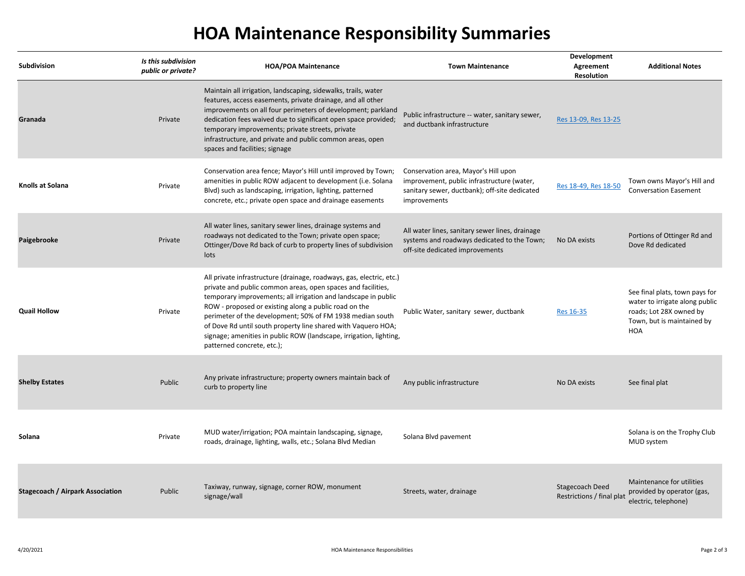# HOA Maintenance Responsibility Summaries

| Subdivision | *Is this subdivision public or private?* | HOA/POA Maintenance | Town Maintenance | Development Agreement Resolution | Additional Notes |
|---|---|---|---|---|---|
| **Granada** | Private | Maintain all irrigation, landscaping, sidewalks, trails, water features, access easements, private drainage, and all other improvements on all four perimeters of development; parkland dedication fees waived due to significant open space provided; temporary improvements; private streets, private infrastructure, and private and public common areas, open spaces and facilities; signage | Public infrastructure -- water, sanitary sewer, and ductbank infrastructure | Res 13-09, Res 13-25 | |
| **Knolls at Solana** | Private | Conservation area fence; Mayor's Hill until improved by Town; amenities in public ROW adjacent to development (i.e. Solana Blvd) such as landscaping, irrigation, lighting, patterned concrete, etc.; private open space and drainage easements | Conservation area, Mayor's Hill upon improvement, public infrastructure (water, sanitary sewer, ductbank); off-site dedicated improvements | Res 18-49, Res 18-50 | Town owns Mayor's Hill and Conversation Easement |
| **Paigebrooke** | Private | All water lines, sanitary sewer lines, drainage systems and roadways not dedicated to the Town; private open space; Ottinger/Dove Rd back of curb to property lines of subdivision lots | All water lines, sanitary sewer lines, drainage systems and roadways dedicated to the Town; off-site dedicated improvements | No DA exists | Portions of Ottinger Rd and Dove Rd dedicated |
| **Quail Hollow** | Private | All private infrastructure (drainage, roadways, gas, electric, etc.) private and public common areas, open spaces and facilities, temporary improvements; all irrigation and landscape in public ROW - proposed or existing along a public road on the perimeter of the development; 50% of FM 1938 median south of Dove Rd until south property line shared with Vaquero HOA; signage; amenities in public ROW (landscape, irrigation, lighting, patterned concrete, etc.); | Public Water, sanitary sewer, ductbank | Res 16-35 | See final plats, town pays for water to irrigate along public roads; Lot 28X owned by Town, but is maintained by HOA |
| **Shelby Estates** | Public | Any private infrastructure; property owners maintain back of curb to property line | Any public infrastructure | No DA exists | See final plat |
| **Solana** | Private | MUD water/irrigation; POA maintain landscaping, signage, roads, drainage, lighting, walls, etc.; Solana Blvd Median | Solana Blvd pavement | | Solana is on the Trophy Club MUD system |
| **Stagecoach / Airpark Association** | Public | Taxiway, runway, signage, corner ROW, monument signage/wall | Streets, water, drainage | Stagecoach Deed Restrictions / final plat | Maintenance for utilities provided by operator (gas, electric, telephone) |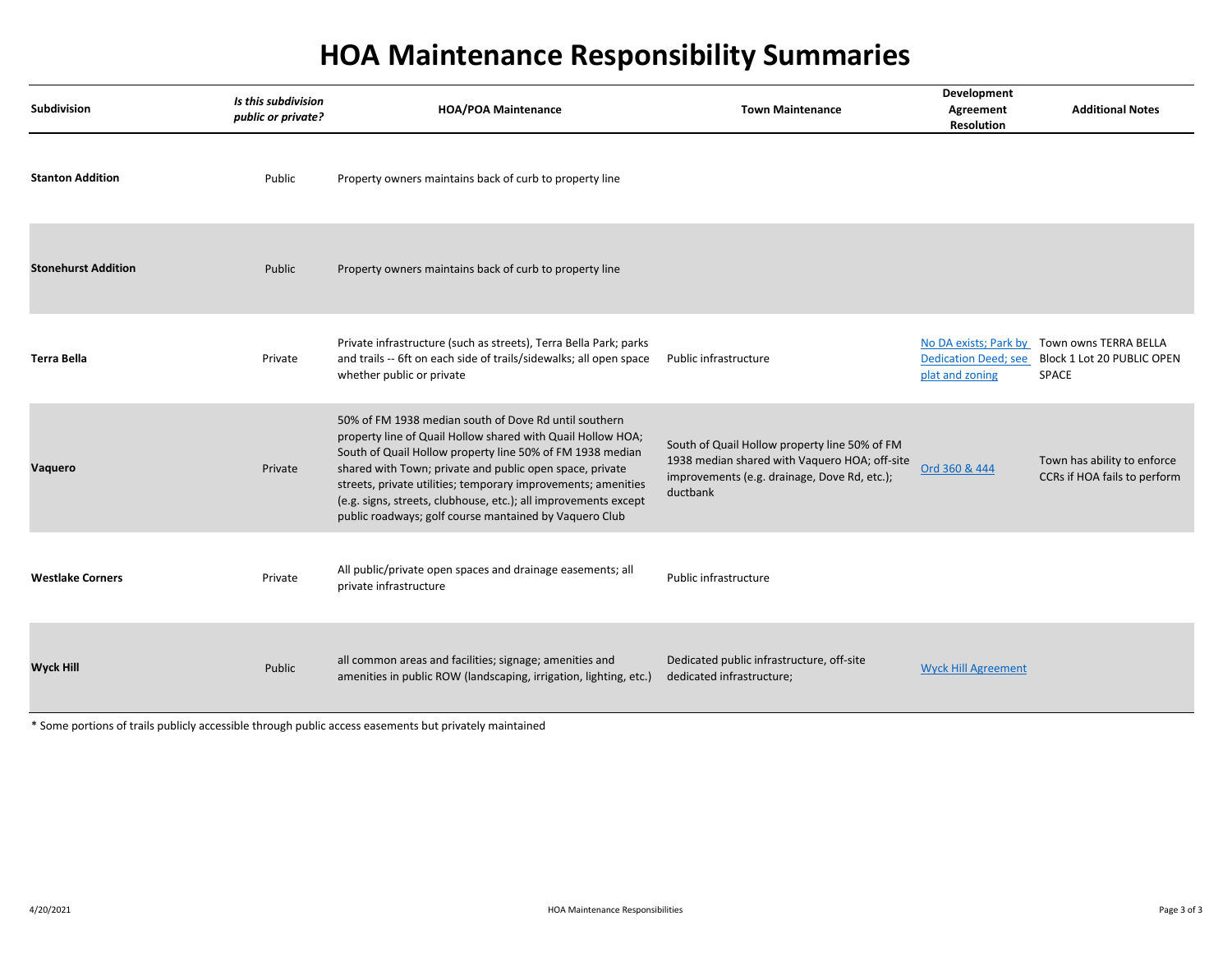# HOA Maintenance Responsibility Summaries

| Subdivision | *Is this subdivision public or private?* | HOA/POA Maintenance | Town Maintenance | Development Agreement Resolution | Additional Notes |
|---|---|---|---|---|---|
| **Stanton Addition** | Public | Property owners maintains back of curb to property line | | | |
| **Stonehurst Addition** | Public | Property owners maintains back of curb to property line | | | |
| **Terra Bella** | Private | Private infrastructure (such as streets), Terra Bella Park; parks and trails -- 6ft on each side of trails/sidewalks; all open space whether public or private | Public infrastructure | No DA exists; Park by Dedication Deed; see plat and zoning | Town owns TERRA BELLA Block 1 Lot 20 PUBLIC OPEN SPACE |
| **Vaquero** | Private | 50% of FM 1938 median south of Dove Rd until southern property line of Quail Hollow shared with Quail Hollow HOA; South of Quail Hollow property line 50% of FM 1938 median shared with Town; private and public open space, private streets, private utilities; temporary improvements; amenities (e.g. signs, streets, clubhouse, etc.); all improvements except public roadways; golf course mantained by Vaquero Club | South of Quail Hollow property line 50% of FM 1938 median shared with Vaquero HOA; off-site improvements (e.g. drainage, Dove Rd, etc.); ductbank | Ord 360 & 444 | Town has ability to enforce CCRs if HOA fails to perform |
| **Westlake Corners** | Private | All public/private open spaces and drainage easements; all private infrastructure | Public infrastructure | | |
| **Wyck Hill** | Public | all common areas and facilities; signage; amenities and amenities in public ROW (landscaping, irrigation, lighting, etc.) | Dedicated public infrastructure, off-site dedicated infrastructure; | Wyck Hill Agreement | |

* Some portions of trails publicly accessible through public access easements but privately maintained